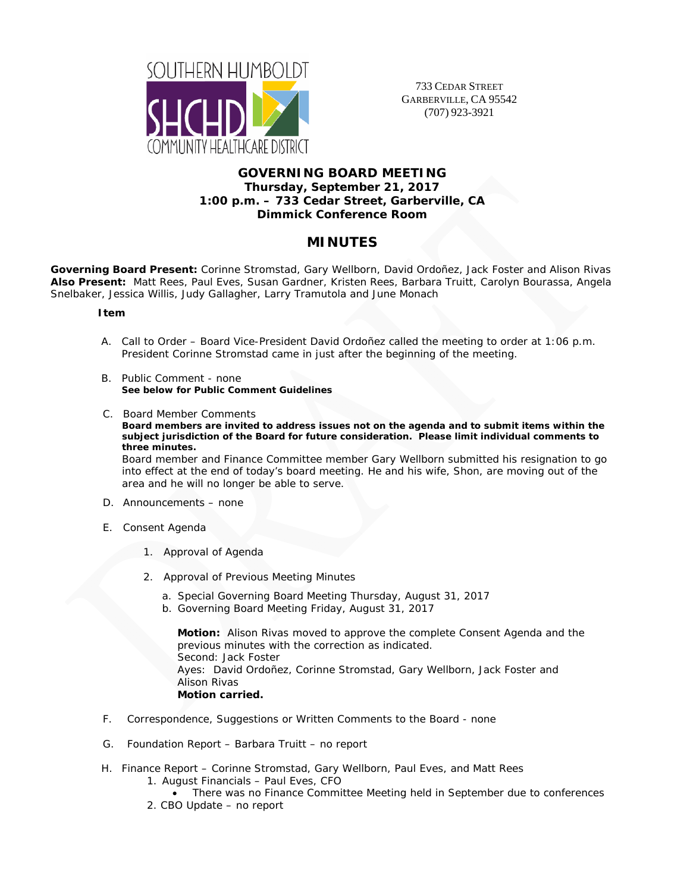SOUTHERN HUMBOLDT SHCHD COMMUNITY HEALTHCARE DISTRICT

733 CEDAR STREET
GARBERVILLE, CA 95542
(707) 923-3921

## GOVERNING BOARD MEETING
**Thursday, September 21, 2017**
**1:00 p.m. – 733 Cedar Street, Garberville, CA**
**Dimmick Conference Room**

# MINUTES

**Governing Board Present:** Corinne Stromstad, Gary Wellborn, David Ordoñez, Jack Foster and Alison Rivas
**Also Present:** Matt Rees, Paul Eves, Susan Gardner, Kristen Rees, Barbara Truitt, Carolyn Bourassa, Angela Snelbaker, Jessica Willis, Judy Gallagher, Larry Tramutola and June Monach

**Item**

A. Call to Order – Board Vice-President David Ordoñez called the meeting to order at 1:06 p.m. President Corinne Stromstad came in just after the beginning of the meeting.

B. Public Comment - none
**See below for Public Comment Guidelines**

C. Board Member Comments
**Board members are invited to address issues not on the agenda and to submit items within the subject jurisdiction of the Board for future consideration. Please limit individual comments to three minutes.**
Board member and Finance Committee member Gary Wellborn submitted his resignation to go into effect at the end of today's board meeting. He and his wife, Shon, are moving out of the area and he will no longer be able to serve.

D. Announcements – none

E. Consent Agenda

1. Approval of Agenda

2. Approval of Previous Meeting Minutes

   a. Special Governing Board Meeting Thursday, August 31, 2017
   b. Governing Board Meeting Friday, August 31, 2017

   **Motion:** Alison Rivas moved to approve the complete Consent Agenda and the previous minutes with the correction as indicated.
   Second: Jack Foster
   Ayes: David Ordoñez, Corinne Stromstad, Gary Wellborn, Jack Foster and Alison Rivas
   **Motion carried.**

F. Correspondence, Suggestions or Written Comments to the Board - none

G. Foundation Report – Barbara Truitt – no report

H. Finance Report – Corinne Stromstad, Gary Wellborn, Paul Eves, and Matt Rees
   1. August Financials – Paul Eves, CFO
      - There was no Finance Committee Meeting held in September due to conferences
   2. CBO Update – no report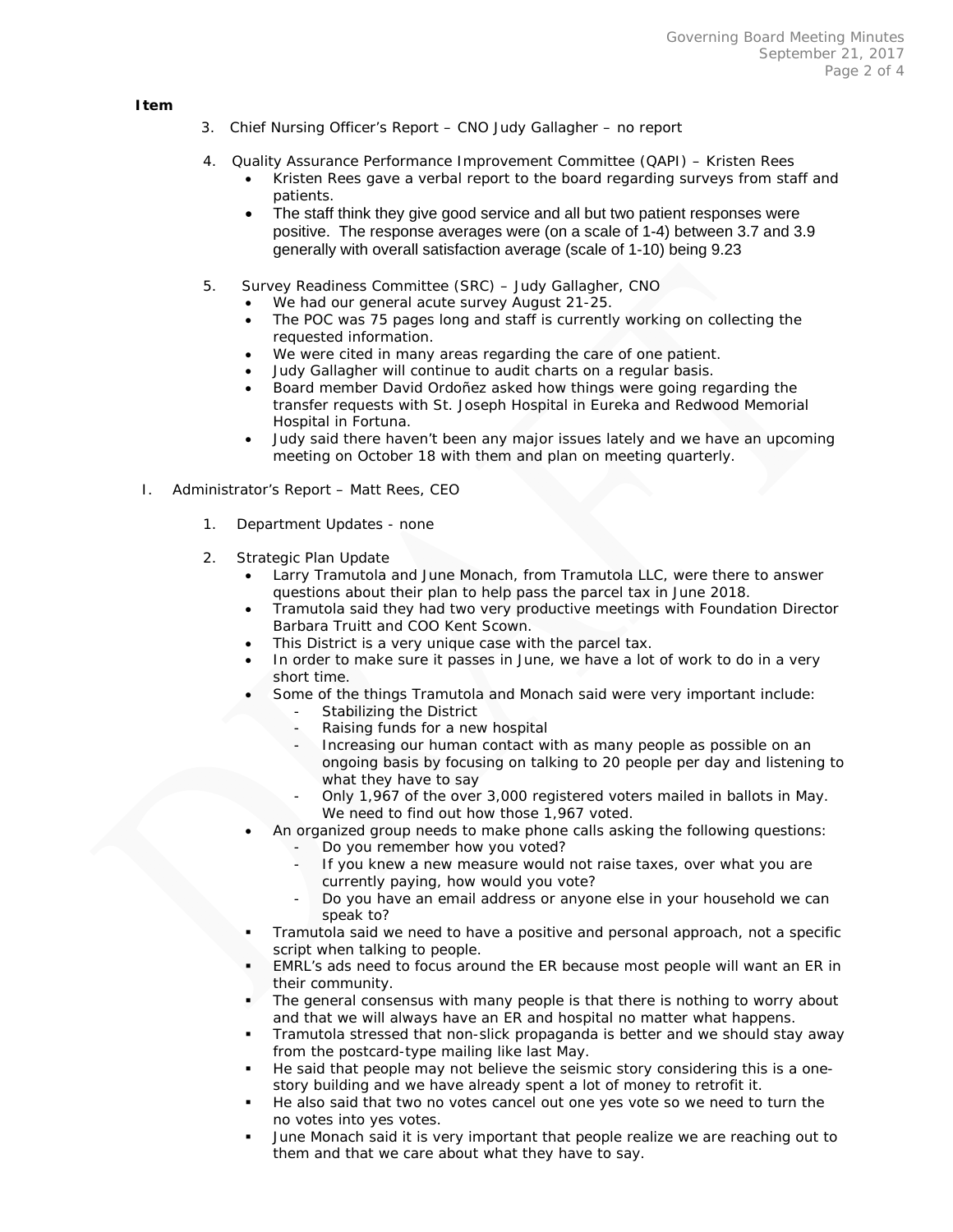**Item**

3. Chief Nursing Officer's Report – CNO Judy Gallagher – no report

4. Quality Assurance Performance Improvement Committee (QAPI) – Kristen Rees
   - Kristen Rees gave a verbal report to the board regarding surveys from staff and patients.
   - The staff think they give good service and all but two patient responses were positive. The response averages were (on a scale of 1-4) between 3.7 and 3.9 generally with overall satisfaction average (scale of 1-10) being 9.23

5. Survey Readiness Committee (SRC) – Judy Gallagher, CNO
   - We had our general acute survey August 21-25.
   - The POC was 75 pages long and staff is currently working on collecting the requested information.
   - We were cited in many areas regarding the care of one patient.
   - Judy Gallagher will continue to audit charts on a regular basis.
   - Board member David Ordoñez asked how things were going regarding the transfer requests with St. Joseph Hospital in Eureka and Redwood Memorial Hospital in Fortuna.
   - Judy said there haven't been any major issues lately and we have an upcoming meeting on October 18 with them and plan on meeting quarterly.

I. Administrator's Report – Matt Rees, CEO

1. Department Updates - none

2. Strategic Plan Update
   - Larry Tramutola and June Monach, from Tramutola LLC, were there to answer questions about their plan to help pass the parcel tax in June 2018.
   - Tramutola said they had two very productive meetings with Foundation Director Barbara Truitt and COO Kent Scown.
   - This District is a very unique case with the parcel tax.
   - In order to make sure it passes in June, we have a lot of work to do in a very short time.
   - Some of the things Tramutola and Monach said were very important include:
     - Stabilizing the District
     - Raising funds for a new hospital
     - Increasing our human contact with as many people as possible on an ongoing basis by focusing on talking to 20 people per day and listening to what they have to say
     - Only 1,967 of the over 3,000 registered voters mailed in ballots in May. We need to find out how those 1,967 voted.
   - An organized group needs to make phone calls asking the following questions:
     - Do you remember how you voted?
     - If you knew a new measure would not raise taxes, over what you are currently paying, how would you vote?
     - Do you have an email address or anyone else in your household we can speak to?
   - Tramutola said we need to have a positive and personal approach, not a specific script when talking to people.
   - EMRL's ads need to focus around the ER because most people will want an ER in their community.
   - The general consensus with many people is that there is nothing to worry about and that we will always have an ER and hospital no matter what happens.
   - Tramutola stressed that non-slick propaganda is better and we should stay away from the postcard-type mailing like last May.
   - He said that people may not believe the seismic story considering this is a one-story building and we have already spent a lot of money to retrofit it.
   - He also said that two no votes cancel out one yes vote so we need to turn the no votes into yes votes.
   - June Monach said it is very important that people realize we are reaching out to them and that we care about what they have to say.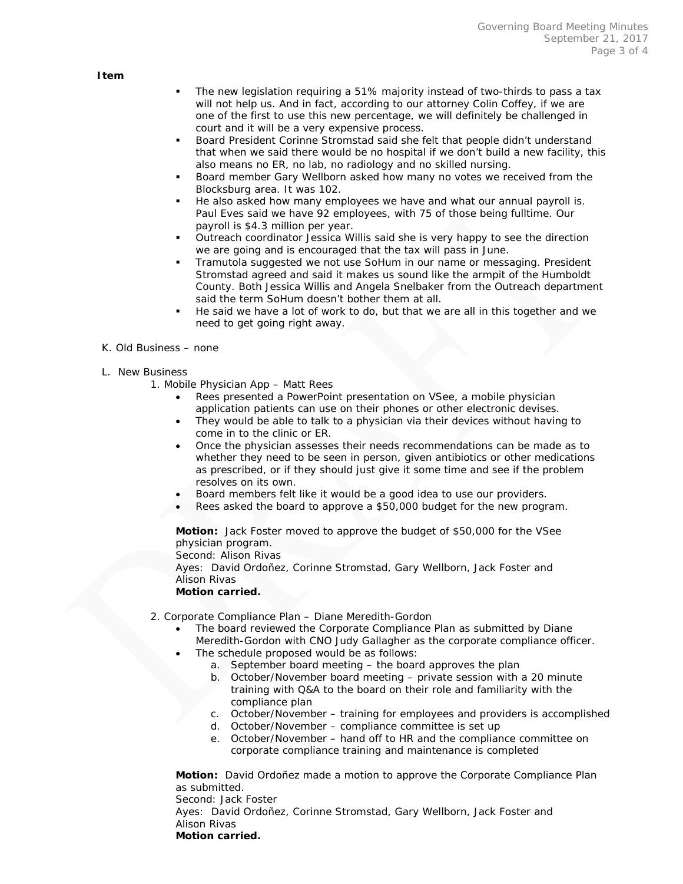**Item**

- The new legislation requiring a 51% majority instead of two-thirds to pass a tax will not help us. And in fact, according to our attorney Colin Coffey, if we are one of the first to use this new percentage, we will definitely be challenged in court and it will be a very expensive process.
- Board President Corinne Stromstad said she felt that people didn't understand that when we said there would be no hospital if we don't build a new facility, this also means no ER, no lab, no radiology and no skilled nursing.
- Board member Gary Wellborn asked how many no votes we received from the Blocksburg area. It was 102.
- He also asked how many employees we have and what our annual payroll is. Paul Eves said we have 92 employees, with 75 of those being fulltime. Our payroll is $4.3 million per year.
- Outreach coordinator Jessica Willis said she is very happy to see the direction we are going and is encouraged that the tax will pass in June.
- Tramutola suggested we not use SoHum in our name or messaging. President Stromstad agreed and said it makes us sound like the armpit of the Humboldt County. Both Jessica Willis and Angela Snelbaker from the Outreach department said the term SoHum doesn't bother them at all.
- He said we have a lot of work to do, but that we are all in this together and we need to get going right away.

K. Old Business – none

L. New Business

1. Mobile Physician App – Matt Rees
   - Rees presented a PowerPoint presentation on VSee, a mobile physician application patients can use on their phones or other electronic devises.
   - They would be able to talk to a physician via their devices without having to come in to the clinic or ER.
   - Once the physician assesses their needs recommendations can be made as to whether they need to be seen in person, given antibiotics or other medications as prescribed, or if they should just give it some time and see if the problem resolves on its own.
   - Board members felt like it would be a good idea to use our providers.
   - Rees asked the board to approve a $50,000 budget for the new program.

   **Motion:** Jack Foster moved to approve the budget of $50,000 for the VSee physician program.
   Second: Alison Rivas
   Ayes: David Ordoñez, Corinne Stromstad, Gary Wellborn, Jack Foster and Alison Rivas
   **Motion carried.**

2. Corporate Compliance Plan – Diane Meredith-Gordon
   - The board reviewed the Corporate Compliance Plan as submitted by Diane Meredith-Gordon with CNO Judy Gallagher as the corporate compliance officer.
   - The schedule proposed would be as follows:
     a. September board meeting – the board approves the plan
     b. October/November board meeting – private session with a 20 minute training with Q&A to the board on their role and familiarity with the compliance plan
     c. October/November – training for employees and providers is accomplished
     d. October/November – compliance committee is set up
     e. October/November – hand off to HR and the compliance committee on corporate compliance training and maintenance is completed

   **Motion:** David Ordoñez made a motion to approve the Corporate Compliance Plan as submitted.
   Second: Jack Foster
   Ayes: David Ordoñez, Corinne Stromstad, Gary Wellborn, Jack Foster and Alison Rivas
   **Motion carried.**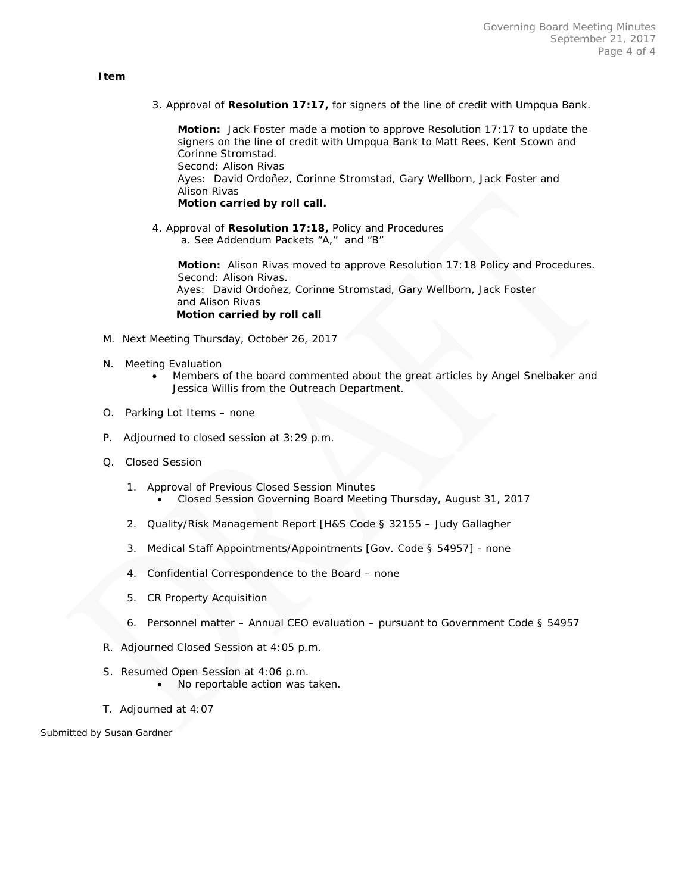**Item**

3. Approval of **Resolution 17:17,** for signers of the line of credit with Umpqua Bank.

   **Motion:** Jack Foster made a motion to approve Resolution 17:17 to update the signers on the line of credit with Umpqua Bank to Matt Rees, Kent Scown and Corinne Stromstad.
   Second: Alison Rivas
   Ayes: David Ordoñez, Corinne Stromstad, Gary Wellborn, Jack Foster and Alison Rivas
   **Motion carried by roll call.**

4. Approval of **Resolution 17:18,** Policy and Procedures
   a. See Addendum Packets "A," and "B"

   **Motion:** Alison Rivas moved to approve Resolution 17:18 Policy and Procedures.
   Second: Alison Rivas.
   Ayes: David Ordoñez, Corinne Stromstad, Gary Wellborn, Jack Foster and Alison Rivas
   **Motion carried by roll call**

M. Next Meeting Thursday, October 26, 2017

N. Meeting Evaluation
   - Members of the board commented about the great articles by Angel Snelbaker and Jessica Willis from the Outreach Department.

O. Parking Lot Items – none

P. Adjourned to closed session at 3:29 p.m.

Q. Closed Session

   1. Approval of Previous Closed Session Minutes
      - Closed Session Governing Board Meeting Thursday, August 31, 2017
   2. Quality/Risk Management Report [H&S Code § 32155 – Judy Gallagher
   3. Medical Staff Appointments/Appointments [Gov. Code § 54957] - none
   4. Confidential Correspondence to the Board – none
   5. CR Property Acquisition
   6. Personnel matter – Annual CEO evaluation – pursuant to Government Code § 54957

R. Adjourned Closed Session at 4:05 p.m.

S. Resumed Open Session at 4:06 p.m.
   - No reportable action was taken.

T. Adjourned at 4:07

Submitted by Susan Gardner